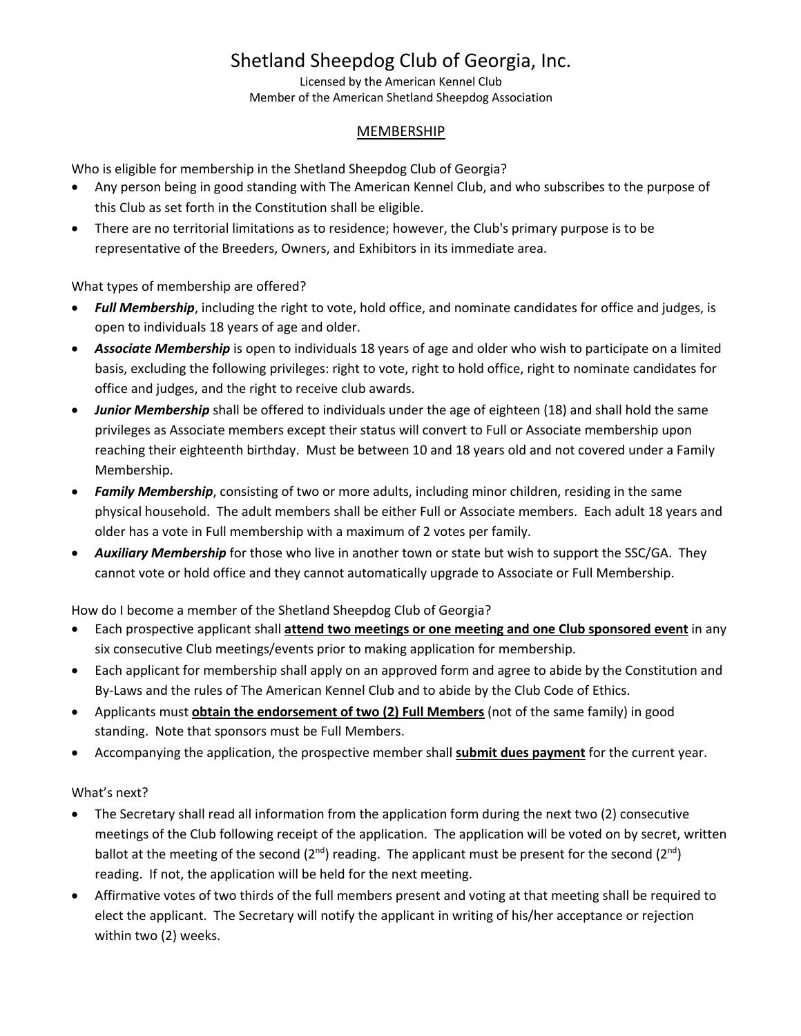# Shetland Sheepdog Club of Georgia, Inc.

Licensed by the American Kennel Club
Member of the American Shetland Sheepdog Association

## MEMBERSHIP

Who is eligible for membership in the Shetland Sheepdog Club of Georgia?

- Any person being in good standing with The American Kennel Club, and who subscribes to the purpose of this Club as set forth in the Constitution shall be eligible.
- There are no territorial limitations as to residence; however, the Club's primary purpose is to be representative of the Breeders, Owners, and Exhibitors in its immediate area.

What types of membership are offered?

- ***Full Membership***, including the right to vote, hold office, and nominate candidates for office and judges, is open to individuals 18 years of age and older.
- ***Associate Membership*** is open to individuals 18 years of age and older who wish to participate on a limited basis, excluding the following privileges: right to vote, right to hold office, right to nominate candidates for office and judges, and the right to receive club awards.
- ***Junior Membership*** shall be offered to individuals under the age of eighteen (18) and shall hold the same privileges as Associate members except their status will convert to Full or Associate membership upon reaching their eighteenth birthday. Must be between 10 and 18 years old and not covered under a Family Membership.
- ***Family Membership***, consisting of two or more adults, including minor children, residing in the same physical household. The adult members shall be either Full or Associate members. Each adult 18 years and older has a vote in Full membership with a maximum of 2 votes per family.
- ***Auxiliary Membership*** for those who live in another town or state but wish to support the SSC/GA. They cannot vote or hold office and they cannot automatically upgrade to Associate or Full Membership.

How do I become a member of the Shetland Sheepdog Club of Georgia?

- Each prospective applicant shall **attend two meetings or one meeting and one Club sponsored event** in any six consecutive Club meetings/events prior to making application for membership.
- Each applicant for membership shall apply on an approved form and agree to abide by the Constitution and By-Laws and the rules of The American Kennel Club and to abide by the Club Code of Ethics.
- Applicants must **obtain the endorsement of two (2) Full Members** (not of the same family) in good standing. Note that sponsors must be Full Members.
- Accompanying the application, the prospective member shall **submit dues payment** for the current year.

What's next?

- The Secretary shall read all information from the application form during the next two (2) consecutive meetings of the Club following receipt of the application. The application will be voted on by secret, written ballot at the meeting of the second (2nd) reading. The applicant must be present for the second (2nd) reading. If not, the application will be held for the next meeting.
- Affirmative votes of two thirds of the full members present and voting at that meeting shall be required to elect the applicant. The Secretary will notify the applicant in writing of his/her acceptance or rejection within two (2) weeks.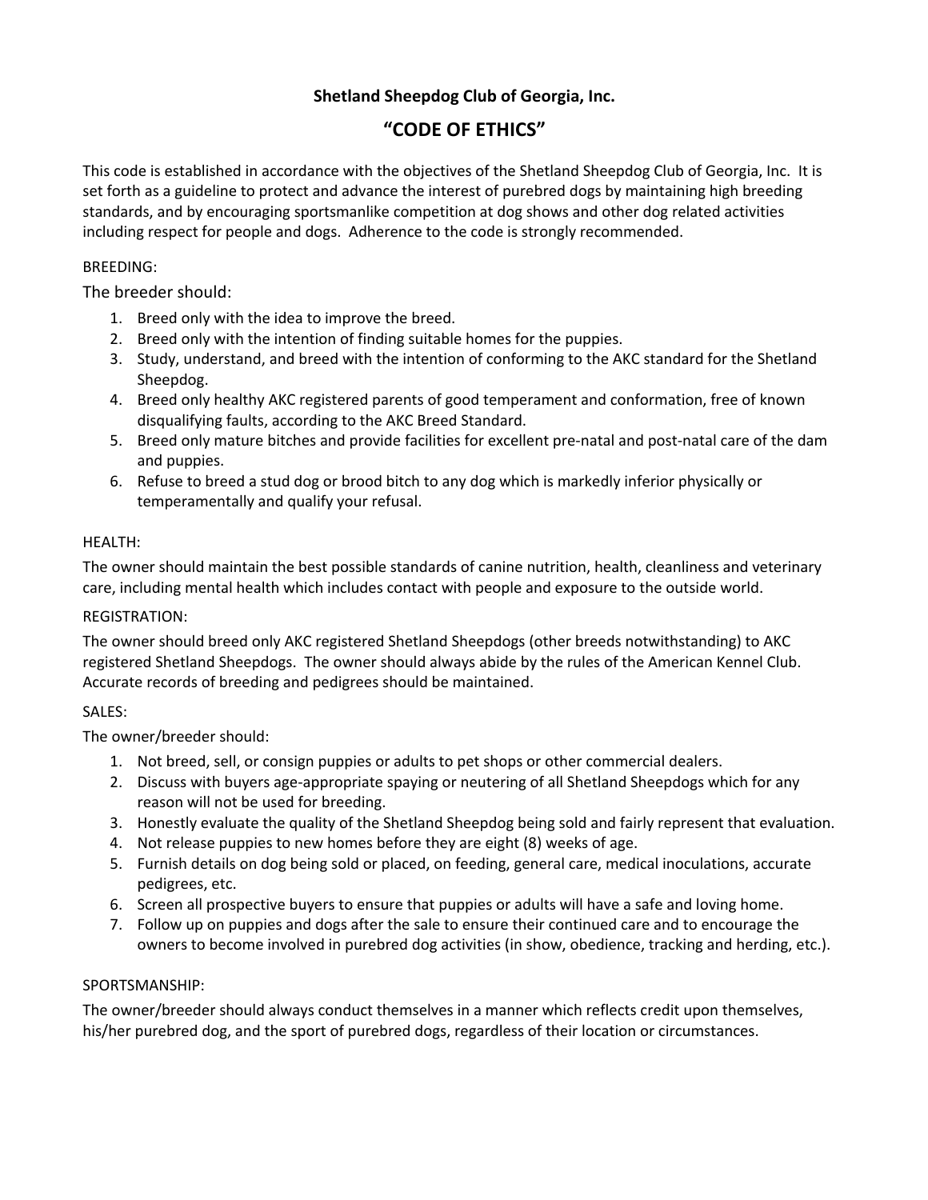**Shetland Sheepdog Club of Georgia, Inc.**

# "CODE OF ETHICS"

This code is established in accordance with the objectives of the Shetland Sheepdog Club of Georgia, Inc. It is set forth as a guideline to protect and advance the interest of purebred dogs by maintaining high breeding standards, and by encouraging sportsmanlike competition at dog shows and other dog related activities including respect for people and dogs. Adherence to the code is strongly recommended.

BREEDING:

The breeder should:

1. Breed only with the idea to improve the breed.
2. Breed only with the intention of finding suitable homes for the puppies.
3. Study, understand, and breed with the intention of conforming to the AKC standard for the Shetland Sheepdog.
4. Breed only healthy AKC registered parents of good temperament and conformation, free of known disqualifying faults, according to the AKC Breed Standard.
5. Breed only mature bitches and provide facilities for excellent pre-natal and post-natal care of the dam and puppies.
6. Refuse to breed a stud dog or brood bitch to any dog which is markedly inferior physically or temperamentally and qualify your refusal.

HEALTH:

The owner should maintain the best possible standards of canine nutrition, health, cleanliness and veterinary care, including mental health which includes contact with people and exposure to the outside world.

REGISTRATION:

The owner should breed only AKC registered Shetland Sheepdogs (other breeds notwithstanding) to AKC registered Shetland Sheepdogs. The owner should always abide by the rules of the American Kennel Club. Accurate records of breeding and pedigrees should be maintained.

SALES:

The owner/breeder should:

1. Not breed, sell, or consign puppies or adults to pet shops or other commercial dealers.
2. Discuss with buyers age-appropriate spaying or neutering of all Shetland Sheepdogs which for any reason will not be used for breeding.
3. Honestly evaluate the quality of the Shetland Sheepdog being sold and fairly represent that evaluation.
4. Not release puppies to new homes before they are eight (8) weeks of age.
5. Furnish details on dog being sold or placed, on feeding, general care, medical inoculations, accurate pedigrees, etc.
6. Screen all prospective buyers to ensure that puppies or adults will have a safe and loving home.
7. Follow up on puppies and dogs after the sale to ensure their continued care and to encourage the owners to become involved in purebred dog activities (in show, obedience, tracking and herding, etc.).

SPORTSMANSHIP:

The owner/breeder should always conduct themselves in a manner which reflects credit upon themselves, his/her purebred dog, and the sport of purebred dogs, regardless of their location or circumstances.